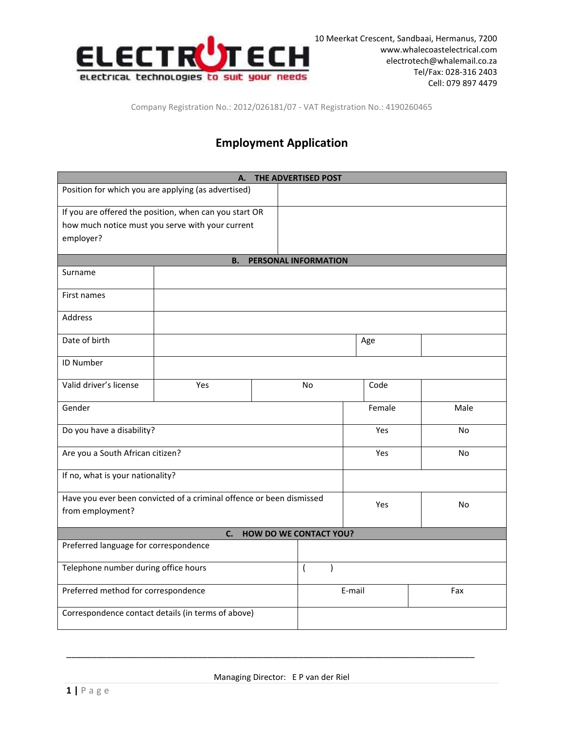**ELECTROTECH**
electrical technologies to suit your needs

10 Meerkat Crescent, Sandbaai, Hermanus, 7200
www.whalecoastelectrical.com
electrotech@whalemail.co.za
Tel/Fax: 028-316 2403
Cell: 079 897 4479

Company Registration No.: 2012/026181/07 - VAT Registration No.: 4190260465

# Employment Application

| **A. THE ADVERTISED POST** | |
|---|---|
| Position for which you are applying (as advertised) | |
| If you are offered the position, when can you start OR how much notice must you serve with your current employer? | |

| **B. PERSONAL INFORMATION** | | | | |
|---|---|---|---|---|
| Surname | | | | |
| First names | | | | |
| Address | | | | |
| Date of birth | | | Age | |
| ID Number | | | | |
| Valid driver's license | Yes | No | Code | |
| Gender | | | Female | Male |
| Do you have a disability? | | | Yes | No |
| Are you a South African citizen? | | | Yes | No |
| If no, what is your nationality? | | | | |
| Have you ever been convicted of a criminal offence or been dismissed from employment? | | | Yes | No |

| **C. HOW DO WE CONTACT YOU?** | | |
|---|---|---|
| Preferred language for correspondence | | |
| Telephone number during office hours | (     ) | |
| Preferred method for correspondence | E-mail | Fax |
| Correspondence contact details (in terms of above) | | |

Managing Director: E P van der Riel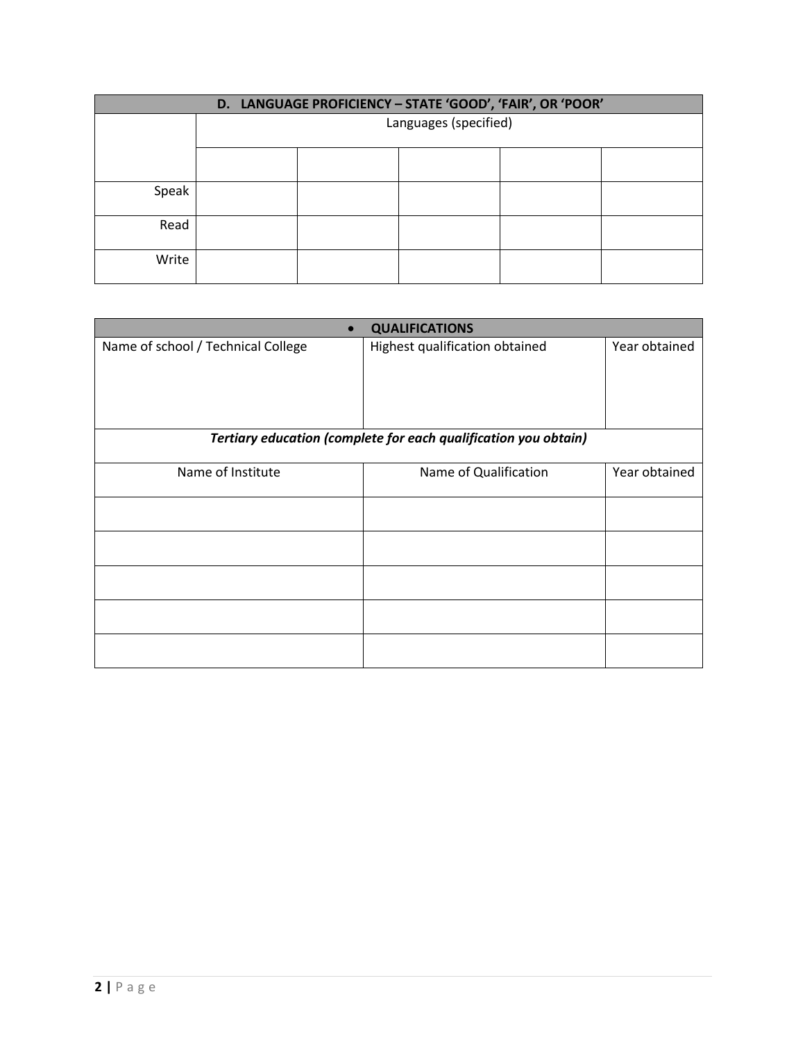| D. LANGUAGE PROFICIENCY – STATE 'GOOD', 'FAIR', OR 'POOR' | | | | | |
|---|---|---|---|---|---|
| | Languages (specified) | | | | |
| | | | | | |
| Speak | | | | | |
| Read | | | | | |
| Write | | | | | |

| • QUALIFICATIONS | | |
|---|---|---|
| Name of school / Technical College | Highest qualification obtained | Year obtained |
| ***Tertiary education (complete for each qualification you obtain)*** | | |
| Name of Institute | Name of Qualification | Year obtained |
| | | |
| | | |
| | | |
| | | |
| | | |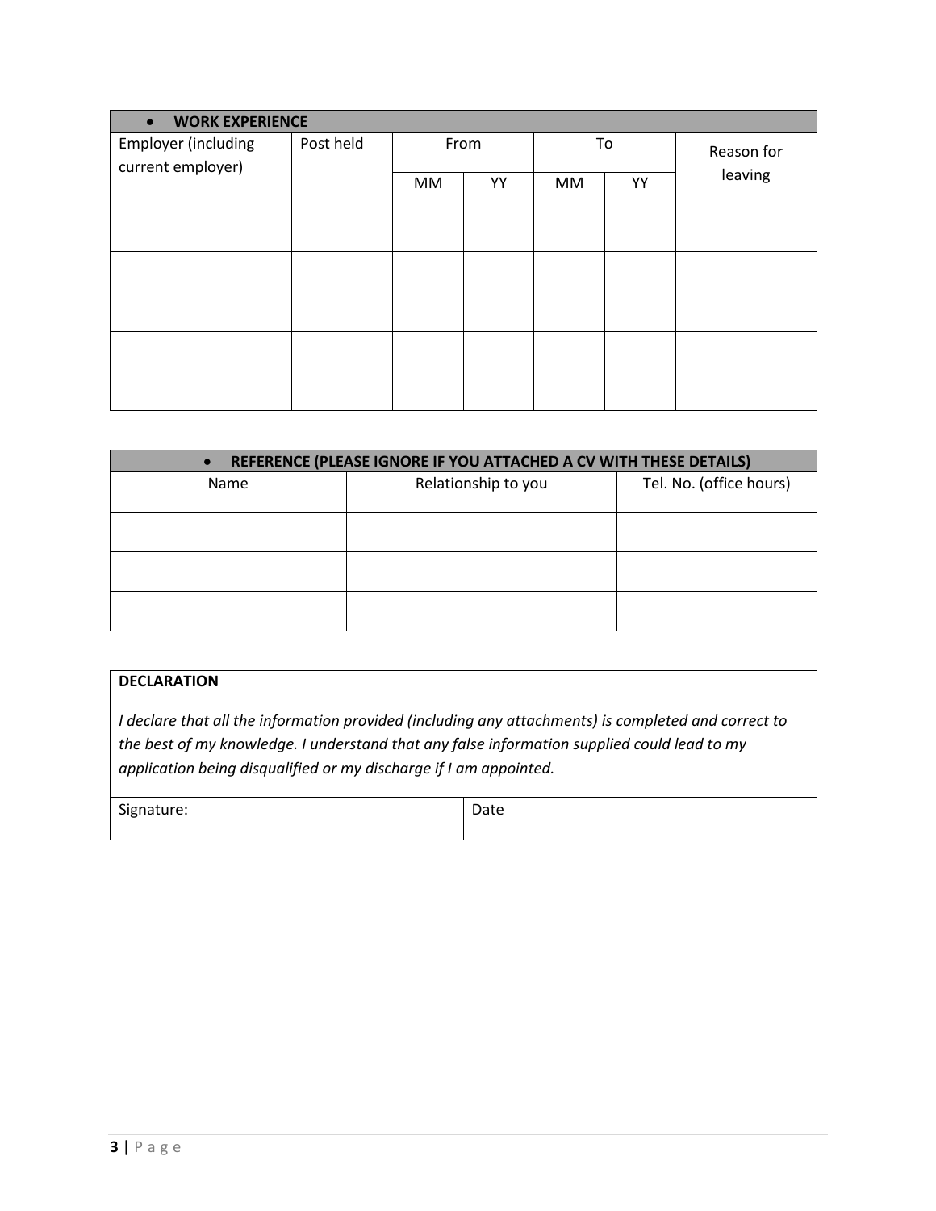| • **WORK EXPERIENCE** | | | | | | |
|---|---|---|---|---|---|---|
| Employer (including current employer) | Post held | From | | To | | Reason for leaving |
| | | MM | YY | MM | YY | |
| | | | | | | |
| | | | | | | |
| | | | | | | |
| | | | | | | |
| | | | | | | |

| • **REFERENCE (PLEASE IGNORE IF YOU ATTACHED A CV WITH THESE DETAILS)** | | |
|---|---|---|
| Name | Relationship to you | Tel. No. (office hours) |
| | | |
| | | |
| | | |

| **DECLARATION** | |
|---|---|
| *I declare that all the information provided (including any attachments) is completed and correct to the best of my knowledge. I understand that any false information supplied could lead to my application being disqualified or my discharge if I am appointed.* | |
| Signature: | Date |